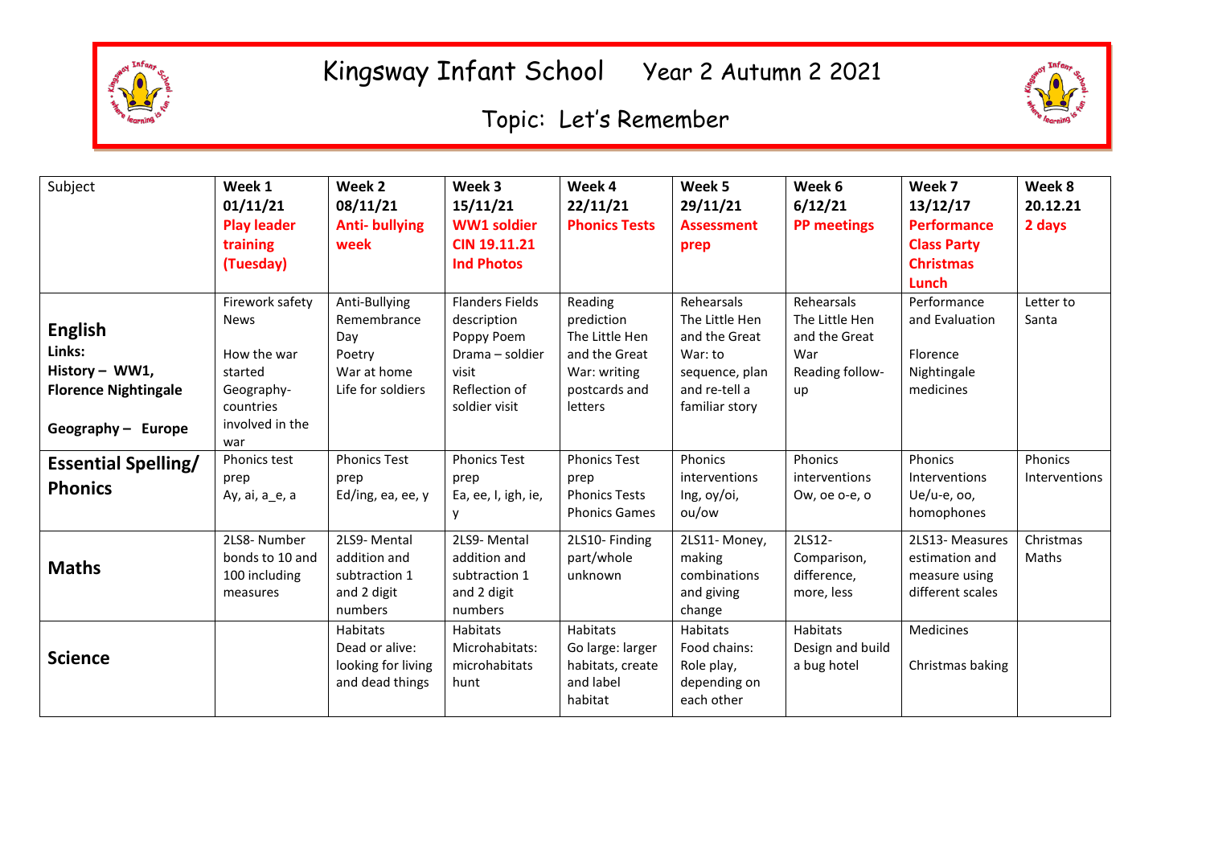# Kingsway Infant School Year 2 Autumn 2 2021

## Topic: Let's Remember

| Subject | Week 1 01/11/21 **Play leader training (Tuesday)** | Week 2 08/11/21 **Anti- bullying week** | Week 3 15/11/21 **WW1 soldier CIN 19.11.21 Ind Photos** | Week 4 22/11/21 **Phonics Tests** | Week 5 29/11/21 **Assessment prep** | Week 6 6/12/21 **PP meetings** | Week 7 13/12/17 **Performance Class Party Christmas Lunch** | Week 8 20.12.21 **2 days** |
|---|---|---|---|---|---|---|---|---|
| **English** Links: **History – WW1, Florence Nightingale** **Geography – Europe** | Firework safety News<br><br>How the war started<br>Geography- countries involved in the war | Anti-Bullying<br>Remembrance Day<br>Poetry<br>War at home<br>Life for soldiers | Flanders Fields description<br>Poppy Poem<br>Drama – soldier visit<br>Reflection of soldier visit | Reading prediction<br>The Little Hen and the Great War: writing postcards and letters | Rehearsals<br>The Little Hen and the Great War: to sequence, plan and re-tell a familiar story | Rehearsals<br>The Little Hen and the Great War<br>Reading follow-up | Performance and Evaluation<br><br>Florence Nightingale medicines | Letter to Santa |
| **Essential Spelling/ Phonics** | Phonics test prep<br>Ay, ai, a_e, a | Phonics Test prep<br>Ed/ing, ea, ee, y | Phonics Test prep<br>Ea, ee, I, igh, ie, y | Phonics Test prep<br>Phonics Tests<br>Phonics Games | Phonics interventions<br>Ing, oy/oi, ou/ow | Phonics interventions<br>Ow, oe o-e, o | Phonics Interventions<br>Ue/u-e, oo, homophones | Phonics Interventions |
| **Maths** | 2LS8- Number bonds to 10 and 100 including measures | 2LS9- Mental addition and subtraction 1 and 2 digit numbers | 2LS9- Mental addition and subtraction 1 and 2 digit numbers | 2LS10- Finding part/whole unknown | 2LS11- Money, making combinations and giving change | 2LS12- Comparison, difference, more, less | 2LS13- Measures estimation and measure using different scales | Christmas Maths |
| **Science** | | Habitats<br>Dead or alive: looking for living and dead things | Habitats<br>Microhabitats: microhabitats hunt | Habitats<br>Go large: larger habitats, create and label habitat | Habitats<br>Food chains: Role play, depending on each other | Habitats<br>Design and build a bug hotel | Medicines<br><br>Christmas baking | |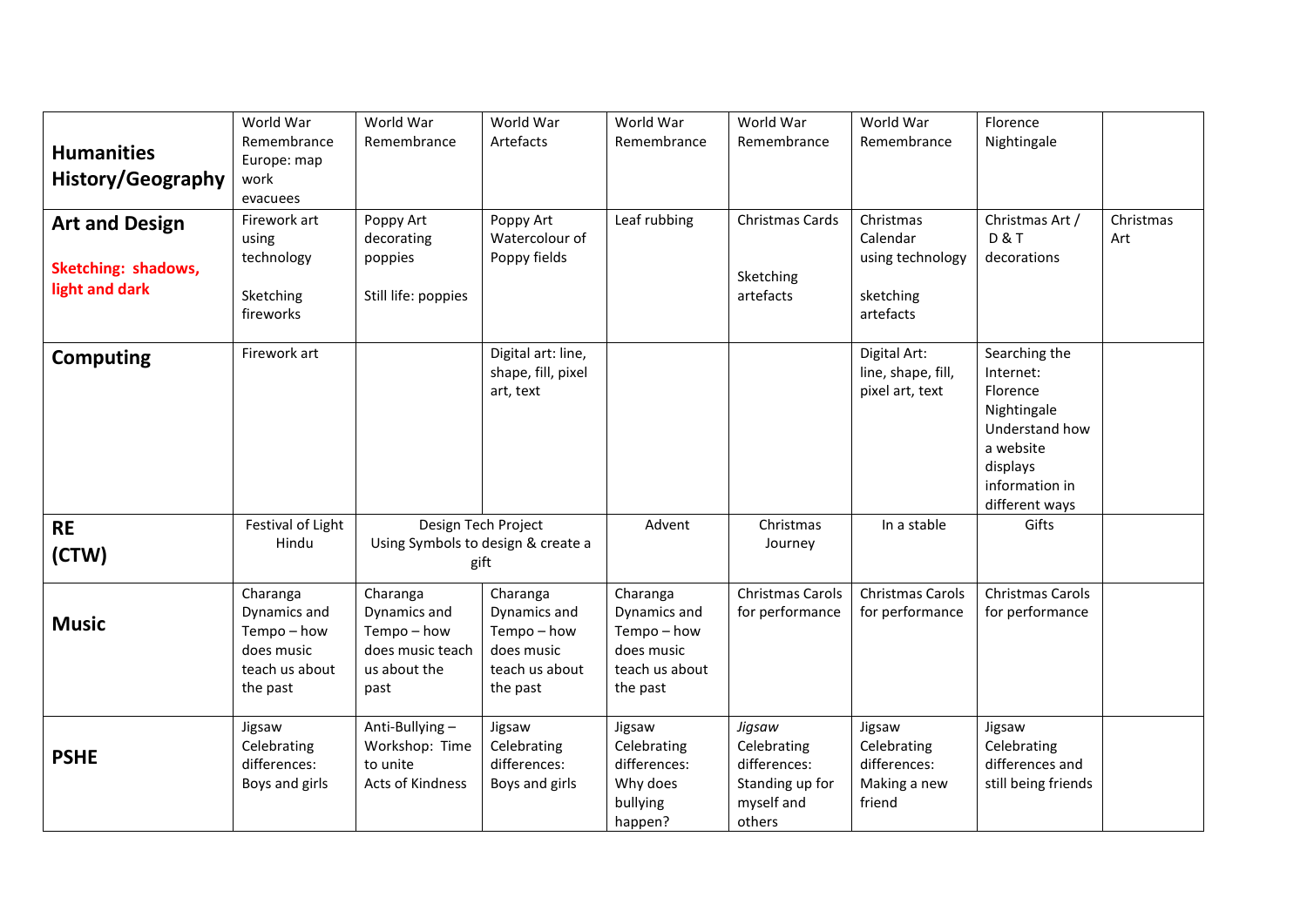| | | | | | | | | |
|---|---|---|---|---|---|---|---|---|
| **Humanities History/Geography** | World War Remembrance Europe: map work evacuees | World War Remembrance | World War Artefacts | World War Remembrance | World War Remembrance | World War Remembrance | Florence Nightingale | |
| **Art and Design** **Sketching: shadows, light and dark** | Firework art using technology<br><br>Sketching fireworks | Poppy Art decorating poppies<br><br>Still life: poppies | Poppy Art Watercolour of Poppy fields | Leaf rubbing | Christmas Cards<br><br>Sketching artefacts | Christmas Calendar using technology<br><br>sketching artefacts | Christmas Art / D & T decorations | Christmas Art |
| **Computing** | Firework art | | Digital art: line, shape, fill, pixel art, text | | | Digital Art: line, shape, fill, pixel art, text | Searching the Internet: Florence Nightingale Understand how a website displays information in different ways | |
| **RE (CTW)** | Festival of Light Hindu | Design Tech Project Using Symbols to design & create a gift | | Advent | Christmas Journey | In a stable | Gifts | |
| **Music** | Charanga Dynamics and Tempo – how does music teach us about the past | Charanga Dynamics and Tempo – how does music teach us about the past | Charanga Dynamics and Tempo – how does music teach us about the past | Charanga Dynamics and Tempo – how does music teach us about the past | Christmas Carols for performance | Christmas Carols for performance | Christmas Carols for performance | |
| **PSHE** | Jigsaw Celebrating differences: Boys and girls | Anti-Bullying – Workshop: Time to unite Acts of Kindness | Jigsaw Celebrating differences: Boys and girls | Jigsaw Celebrating differences: Why does bullying happen? | *Jigsaw* Celebrating differences: Standing up for myself and others | Jigsaw Celebrating differences: Making a new friend | Jigsaw Celebrating differences and still being friends | |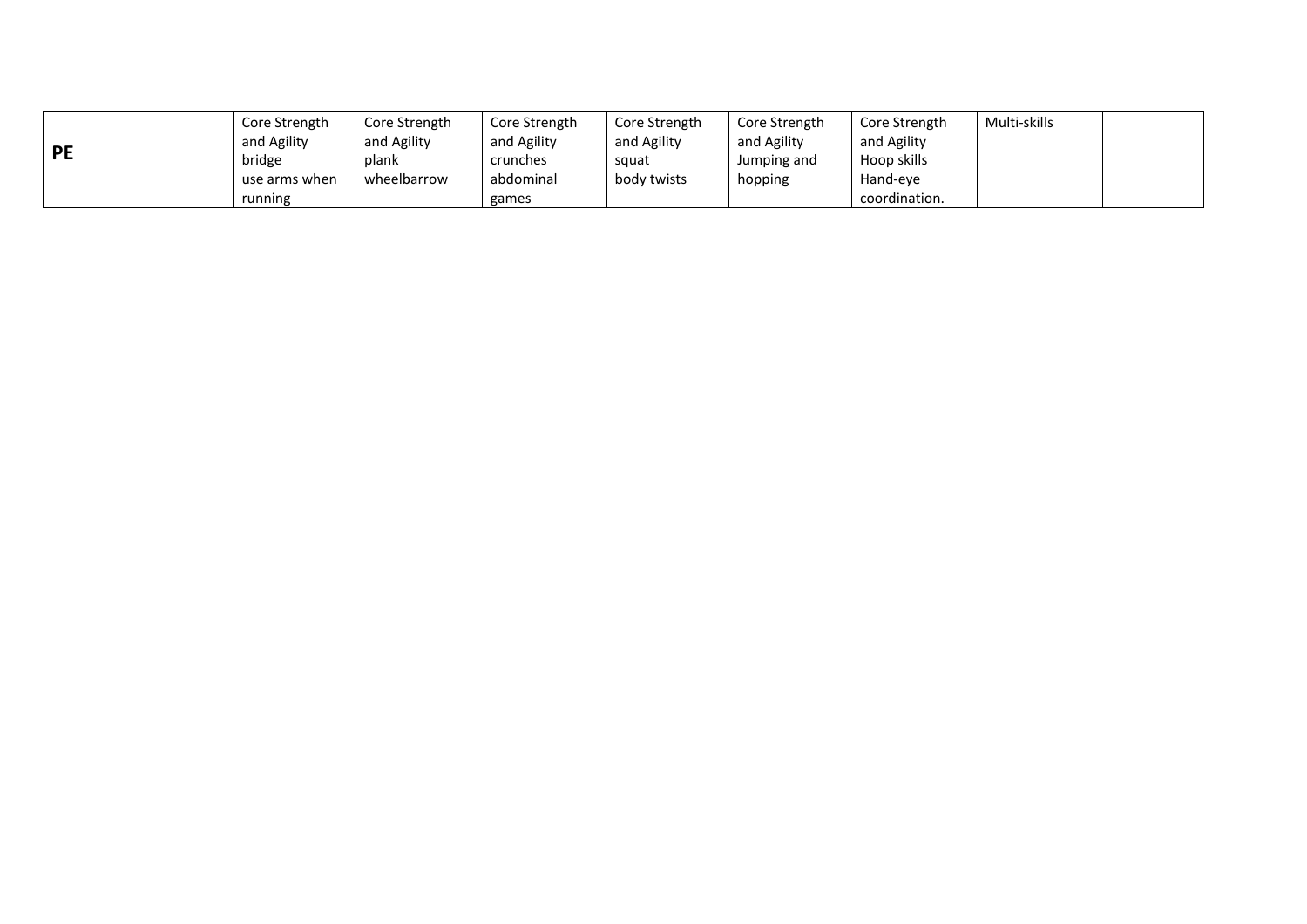| | | | | | | | | |
|---|---|---|---|---|---|---|---|---|
| **PE** | Core Strength and Agility bridge use arms when running | Core Strength and Agility plank wheelbarrow | Core Strength and Agility crunches abdominal games | Core Strength and Agility squat body twists | Core Strength and Agility Jumping and hopping | Core Strength and Agility Hoop skills Hand-eye coordination. | Multi-skills | |